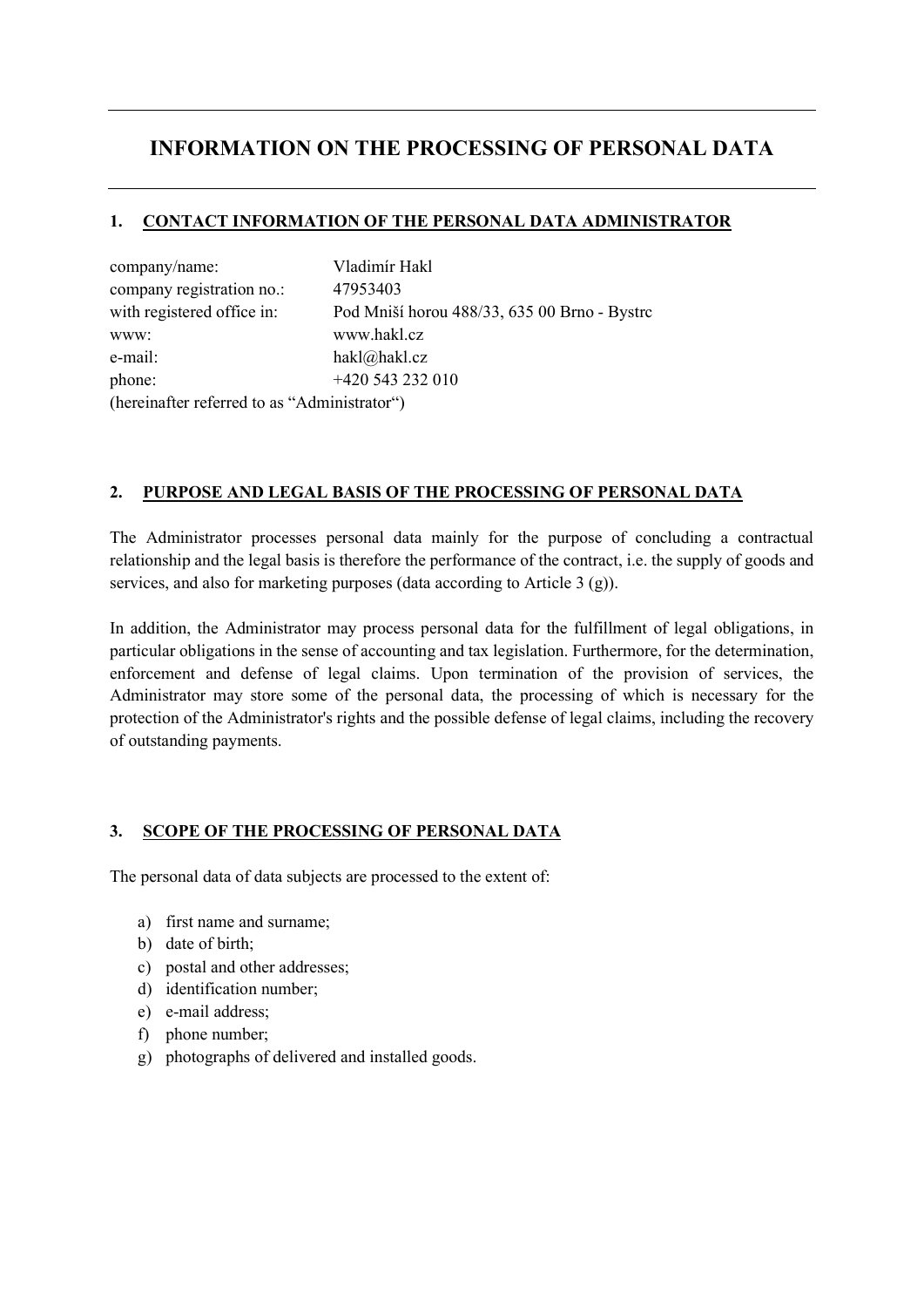# INFORMATION ON THE PROCESSING OF PERSONAL DATA

## 1. CONTACT INFORMATION OF THE PERSONAL DATA ADMINISTRATOR

company/name: Vladimír Hakl
company registration no.: 47953403
with registered office in: Pod Mniší horou 488/33, 635 00 Brno - Bystrc
www: www.hakl.cz
e-mail: hakl@hakl.cz
phone: +420 543 232 010
(hereinafter referred to as "Administrator")

## 2. PURPOSE AND LEGAL BASIS OF THE PROCESSING OF PERSONAL DATA

The Administrator processes personal data mainly for the purpose of concluding a contractual relationship and the legal basis is therefore the performance of the contract, i.e. the supply of goods and services, and also for marketing purposes (data according to Article 3 (g)).

In addition, the Administrator may process personal data for the fulfillment of legal obligations, in particular obligations in the sense of accounting and tax legislation. Furthermore, for the determination, enforcement and defense of legal claims. Upon termination of the provision of services, the Administrator may store some of the personal data, the processing of which is necessary for the protection of the Administrator's rights and the possible defense of legal claims, including the recovery of outstanding payments.

## 3. SCOPE OF THE PROCESSING OF PERSONAL DATA

The personal data of data subjects are processed to the extent of:

a) first name and surname;
b) date of birth;
c) postal and other addresses;
d) identification number;
e) e-mail address;
f) phone number;
g) photographs of delivered and installed goods.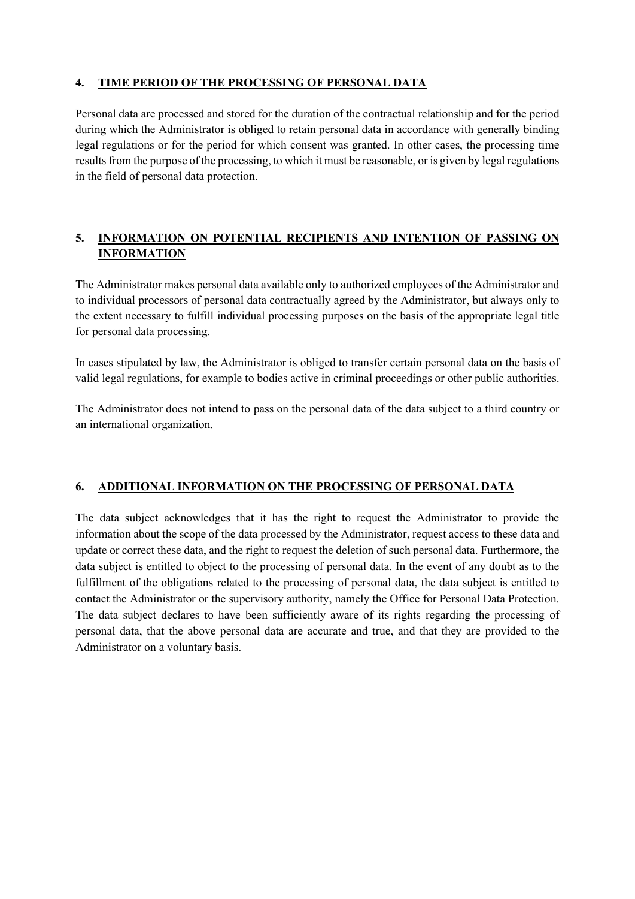## 4. TIME PERIOD OF THE PROCESSING OF PERSONAL DATA

Personal data are processed and stored for the duration of the contractual relationship and for the period during which the Administrator is obliged to retain personal data in accordance with generally binding legal regulations or for the period for which consent was granted. In other cases, the processing time results from the purpose of the processing, to which it must be reasonable, or is given by legal regulations in the field of personal data protection.

## 5. INFORMATION ON POTENTIAL RECIPIENTS AND INTENTION OF PASSING ON INFORMATION

The Administrator makes personal data available only to authorized employees of the Administrator and to individual processors of personal data contractually agreed by the Administrator, but always only to the extent necessary to fulfill individual processing purposes on the basis of the appropriate legal title for personal data processing.

In cases stipulated by law, the Administrator is obliged to transfer certain personal data on the basis of valid legal regulations, for example to bodies active in criminal proceedings or other public authorities.

The Administrator does not intend to pass on the personal data of the data subject to a third country or an international organization.

## 6. ADDITIONAL INFORMATION ON THE PROCESSING OF PERSONAL DATA

The data subject acknowledges that it has the right to request the Administrator to provide the information about the scope of the data processed by the Administrator, request access to these data and update or correct these data, and the right to request the deletion of such personal data. Furthermore, the data subject is entitled to object to the processing of personal data. In the event of any doubt as to the fulfillment of the obligations related to the processing of personal data, the data subject is entitled to contact the Administrator or the supervisory authority, namely the Office for Personal Data Protection. The data subject declares to have been sufficiently aware of its rights regarding the processing of personal data, that the above personal data are accurate and true, and that they are provided to the Administrator on a voluntary basis.